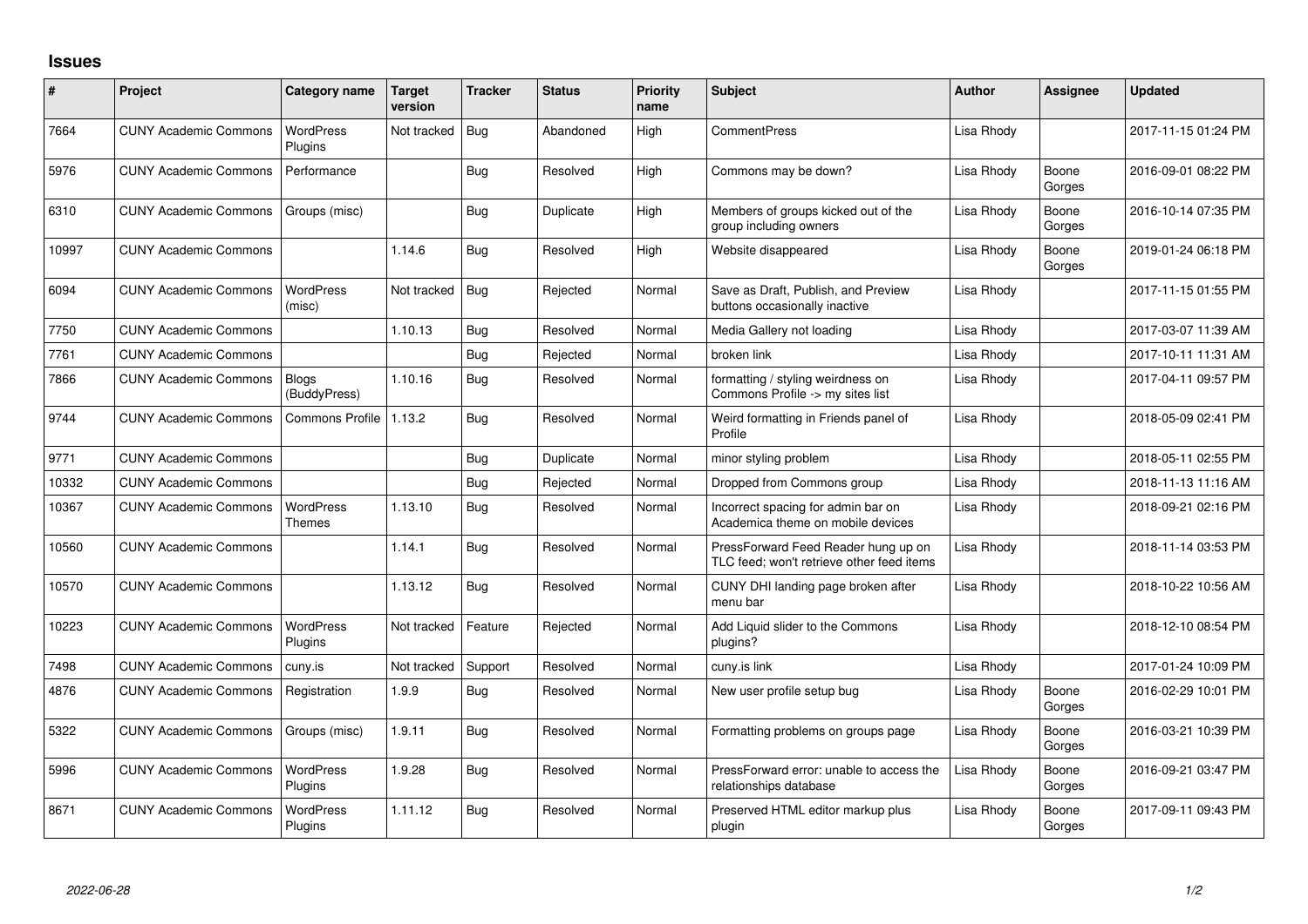## Issues

| # | Project | Category name | Target version | Tracker | Status | Priority name | Subject | Author | Assignee | Updated |
|---|---|---|---|---|---|---|---|---|---|---|
| 7664 | CUNY Academic Commons | WordPress Plugins | Not tracked | Bug | Abandoned | High | CommentPress | Lisa Rhody | | 2017-11-15 01:24 PM |
| 5976 | CUNY Academic Commons | Performance | | Bug | Resolved | High | Commons may be down? | Lisa Rhody | Boone Gorges | 2016-09-01 08:22 PM |
| 6310 | CUNY Academic Commons | Groups (misc) | | Bug | Duplicate | High | Members of groups kicked out of the group including owners | Lisa Rhody | Boone Gorges | 2016-10-14 07:35 PM |
| 10997 | CUNY Academic Commons | | 1.14.6 | Bug | Resolved | High | Website disappeared | Lisa Rhody | Boone Gorges | 2019-01-24 06:18 PM |
| 6094 | CUNY Academic Commons | WordPress (misc) | Not tracked | Bug | Rejected | Normal | Save as Draft, Publish, and Preview buttons occasionally inactive | Lisa Rhody | | 2017-11-15 01:55 PM |
| 7750 | CUNY Academic Commons | | 1.10.13 | Bug | Resolved | Normal | Media Gallery not loading | Lisa Rhody | | 2017-03-07 11:39 AM |
| 7761 | CUNY Academic Commons | | | Bug | Rejected | Normal | broken link | Lisa Rhody | | 2017-10-11 11:31 AM |
| 7866 | CUNY Academic Commons | Blogs (BuddyPress) | 1.10.16 | Bug | Resolved | Normal | formatting / styling weirdness on Commons Profile -> my sites list | Lisa Rhody | | 2017-04-11 09:57 PM |
| 9744 | CUNY Academic Commons | Commons Profile | 1.13.2 | Bug | Resolved | Normal | Weird formatting in Friends panel of Profile | Lisa Rhody | | 2018-05-09 02:41 PM |
| 9771 | CUNY Academic Commons | | | Bug | Duplicate | Normal | minor styling problem | Lisa Rhody | | 2018-05-11 02:55 PM |
| 10332 | CUNY Academic Commons | | | Bug | Rejected | Normal | Dropped from Commons group | Lisa Rhody | | 2018-11-13 11:16 AM |
| 10367 | CUNY Academic Commons | WordPress Themes | 1.13.10 | Bug | Resolved | Normal | Incorrect spacing for admin bar on Academica theme on mobile devices | Lisa Rhody | | 2018-09-21 02:16 PM |
| 10560 | CUNY Academic Commons | | 1.14.1 | Bug | Resolved | Normal | PressForward Feed Reader hung up on TLC feed; won't retrieve other feed items | Lisa Rhody | | 2018-11-14 03:53 PM |
| 10570 | CUNY Academic Commons | | 1.13.12 | Bug | Resolved | Normal | CUNY DHI landing page broken after menu bar | Lisa Rhody | | 2018-10-22 10:56 AM |
| 10223 | CUNY Academic Commons | WordPress Plugins | Not tracked | Feature | Rejected | Normal | Add Liquid slider to the Commons plugins? | Lisa Rhody | | 2018-12-10 08:54 PM |
| 7498 | CUNY Academic Commons | cuny.is | Not tracked | Support | Resolved | Normal | cuny.is link | Lisa Rhody | | 2017-01-24 10:09 PM |
| 4876 | CUNY Academic Commons | Registration | 1.9.9 | Bug | Resolved | Normal | New user profile setup bug | Lisa Rhody | Boone Gorges | 2016-02-29 10:01 PM |
| 5322 | CUNY Academic Commons | Groups (misc) | 1.9.11 | Bug | Resolved | Normal | Formatting problems on groups page | Lisa Rhody | Boone Gorges | 2016-03-21 10:39 PM |
| 5996 | CUNY Academic Commons | WordPress Plugins | 1.9.28 | Bug | Resolved | Normal | PressForward error: unable to access the relationships database | Lisa Rhody | Boone Gorges | 2016-09-21 03:47 PM |
| 8671 | CUNY Academic Commons | WordPress Plugins | 1.11.12 | Bug | Resolved | Normal | Preserved HTML editor markup plus plugin | Lisa Rhody | Boone Gorges | 2017-09-11 09:43 PM |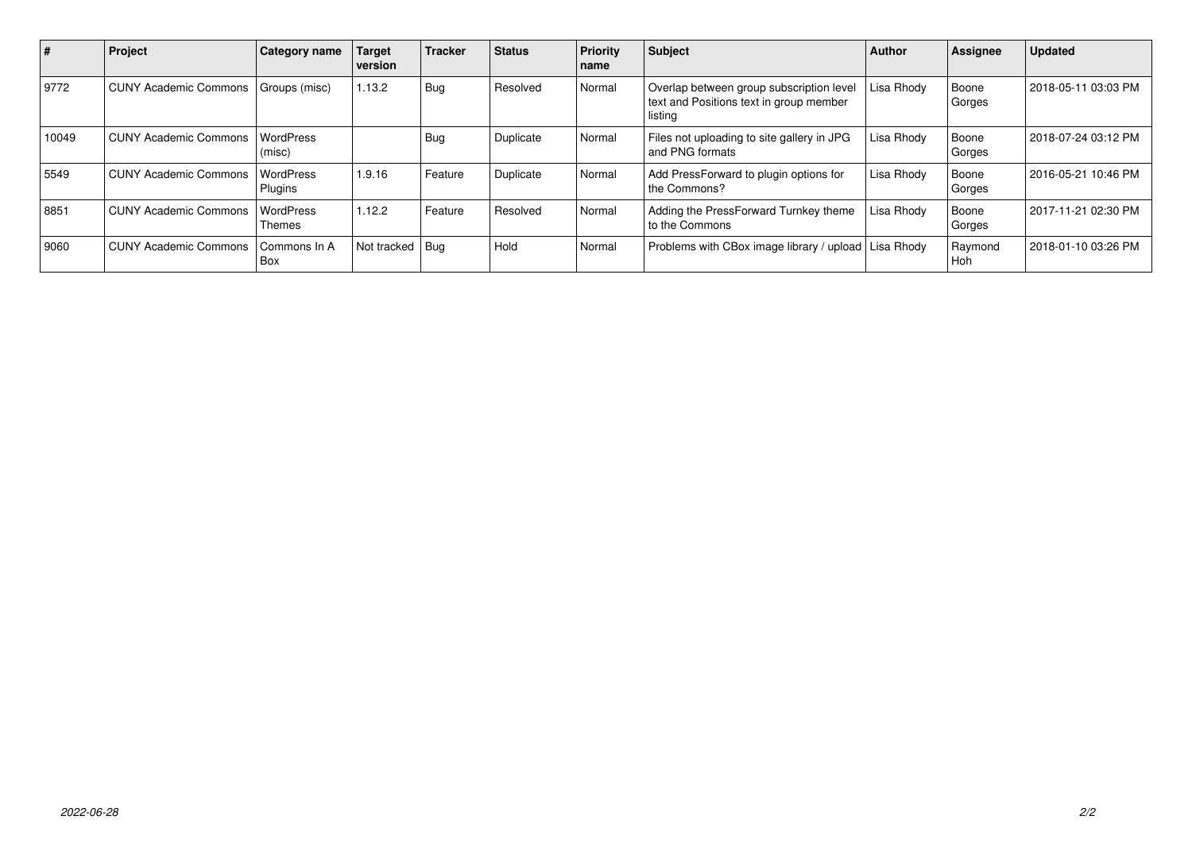| # | Project | Category name | Target version | Tracker | Status | Priority name | Subject | Author | Assignee | Updated |
|---|---|---|---|---|---|---|---|---|---|---|
| 9772 | CUNY Academic Commons | Groups (misc) | 1.13.2 | Bug | Resolved | Normal | Overlap between group subscription level text and Positions text in group member listing | Lisa Rhody | Boone Gorges | 2018-05-11 03:03 PM |
| 10049 | CUNY Academic Commons | WordPress (misc) | | Bug | Duplicate | Normal | Files not uploading to site gallery in JPG and PNG formats | Lisa Rhody | Boone Gorges | 2018-07-24 03:12 PM |
| 5549 | CUNY Academic Commons | WordPress Plugins | 1.9.16 | Feature | Duplicate | Normal | Add PressForward to plugin options for the Commons? | Lisa Rhody | Boone Gorges | 2016-05-21 10:46 PM |
| 8851 | CUNY Academic Commons | WordPress Themes | 1.12.2 | Feature | Resolved | Normal | Adding the PressForward Turnkey theme to the Commons | Lisa Rhody | Boone Gorges | 2017-11-21 02:30 PM |
| 9060 | CUNY Academic Commons | Commons In A Box | Not tracked | Bug | Hold | Normal | Problems with CBox image library / upload | Lisa Rhody | Raymond Hoh | 2018-01-10 03:26 PM |